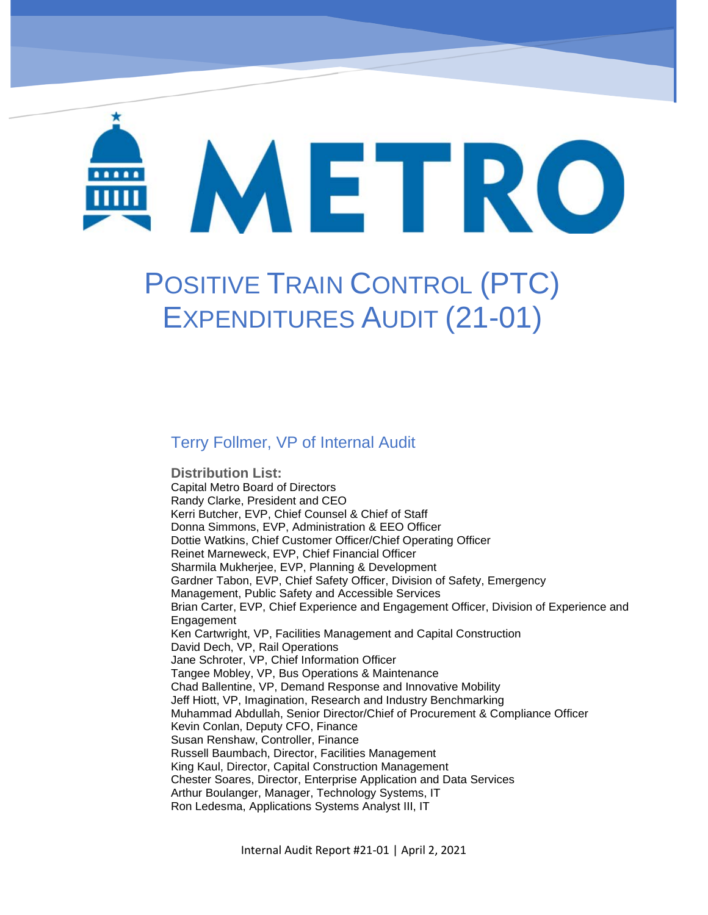# METRO

# POSITIVE TRAIN CONTROL (PTC) EXPENDITURES AUDIT (21-01)

## Terry Follmer, VP of Internal Audit

**Distribution List:**
Capital Metro Board of Directors
Randy Clarke, President and CEO
Kerri Butcher, EVP, Chief Counsel & Chief of Staff
Donna Simmons, EVP, Administration & EEO Officer
Dottie Watkins, Chief Customer Officer/Chief Operating Officer
Reinet Marneweck, EVP, Chief Financial Officer
Sharmila Mukherjee, EVP, Planning & Development
Gardner Tabon, EVP, Chief Safety Officer, Division of Safety, Emergency Management, Public Safety and Accessible Services
Brian Carter, EVP, Chief Experience and Engagement Officer, Division of Experience and Engagement
Ken Cartwright, VP, Facilities Management and Capital Construction
David Dech, VP, Rail Operations
Jane Schroter, VP, Chief Information Officer
Tangee Mobley, VP, Bus Operations & Maintenance
Chad Ballentine, VP, Demand Response and Innovative Mobility
Jeff Hiott, VP, Imagination, Research and Industry Benchmarking
Muhammad Abdullah, Senior Director/Chief of Procurement & Compliance Officer
Kevin Conlan, Deputy CFO, Finance
Susan Renshaw, Controller, Finance
Russell Baumbach, Director, Facilities Management
King Kaul, Director, Capital Construction Management
Chester Soares, Director, Enterprise Application and Data Services
Arthur Boulanger, Manager, Technology Systems, IT
Ron Ledesma, Applications Systems Analyst III, IT

Internal Audit Report #21-01 | April 2, 2021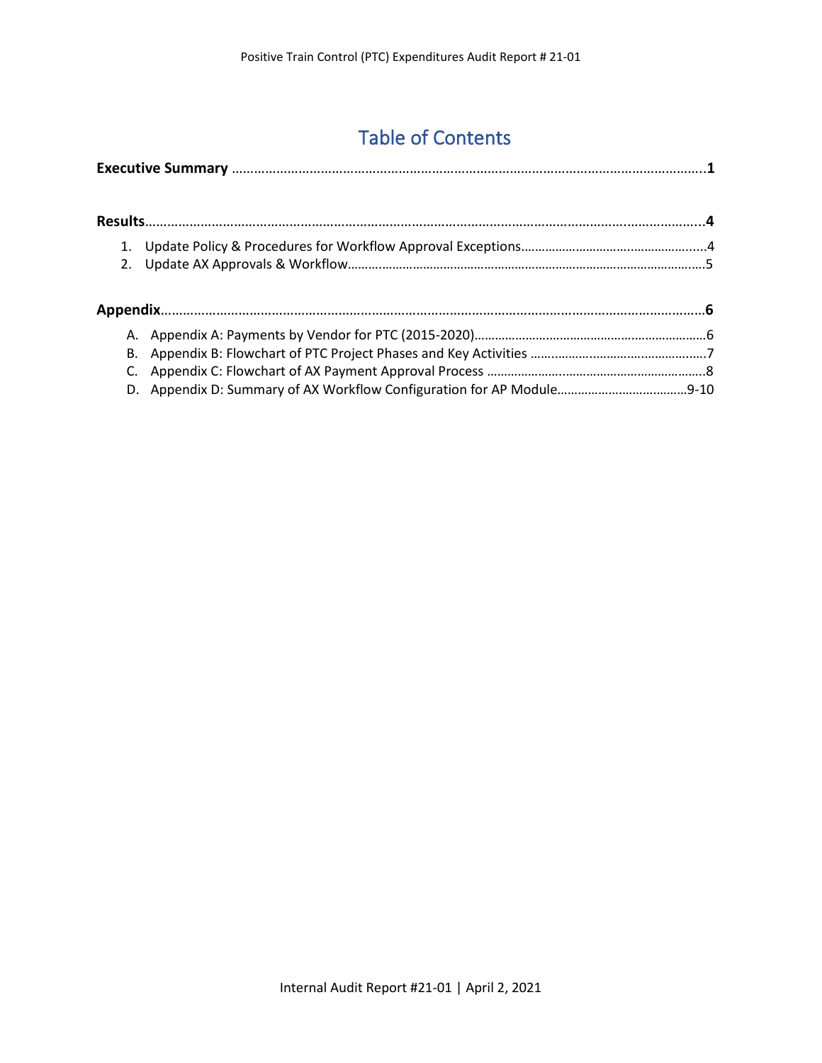# Table of Contents

**Executive Summary** ........................................................................................................................**1**

**Results**........................................................................................................................................**4**

1. Update Policy & Procedures for Workflow Approval Exceptions.......................................................4
2. Update AX Approvals & Workflow.....................................................................................................5

**Appendix**.....................................................................................................................................**6**

A. Appendix A: Payments by Vendor for PTC (2015-2020).....................................................................6
B. Appendix B: Flowchart of PTC Project Phases and Key Activities .....................................................7
C. Appendix C: Flowchart of AX Payment Approval Process ..................................................................8
D. Appendix D: Summary of AX Workflow Configuration for AP Module...........................................9-10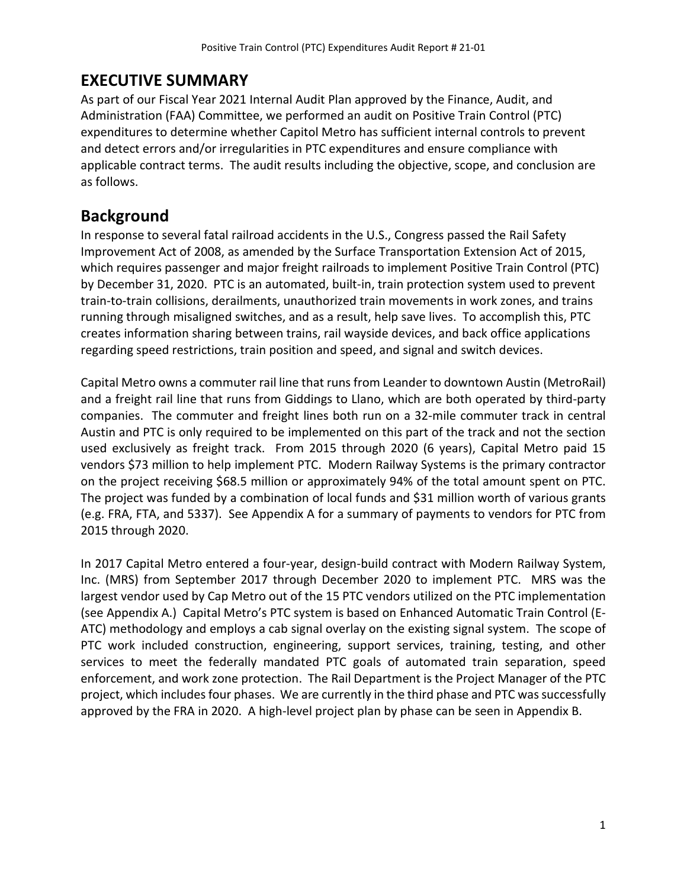# EXECUTIVE SUMMARY

As part of our Fiscal Year 2021 Internal Audit Plan approved by the Finance, Audit, and Administration (FAA) Committee, we performed an audit on Positive Train Control (PTC) expenditures to determine whether Capitol Metro has sufficient internal controls to prevent and detect errors and/or irregularities in PTC expenditures and ensure compliance with applicable contract terms. The audit results including the objective, scope, and conclusion are as follows.

## Background

In response to several fatal railroad accidents in the U.S., Congress passed the Rail Safety Improvement Act of 2008, as amended by the Surface Transportation Extension Act of 2015, which requires passenger and major freight railroads to implement Positive Train Control (PTC) by December 31, 2020. PTC is an automated, built-in, train protection system used to prevent train-to-train collisions, derailments, unauthorized train movements in work zones, and trains running through misaligned switches, and as a result, help save lives. To accomplish this, PTC creates information sharing between trains, rail wayside devices, and back office applications regarding speed restrictions, train position and speed, and signal and switch devices.

Capital Metro owns a commuter rail line that runs from Leander to downtown Austin (MetroRail) and a freight rail line that runs from Giddings to Llano, which are both operated by third-party companies. The commuter and freight lines both run on a 32-mile commuter track in central Austin and PTC is only required to be implemented on this part of the track and not the section used exclusively as freight track. From 2015 through 2020 (6 years), Capital Metro paid 15 vendors $73 million to help implement PTC. Modern Railway Systems is the primary contractor on the project receiving $68.5 million or approximately 94% of the total amount spent on PTC. The project was funded by a combination of local funds and $31 million worth of various grants (e.g. FRA, FTA, and 5337). See Appendix A for a summary of payments to vendors for PTC from 2015 through 2020.

In 2017 Capital Metro entered a four-year, design-build contract with Modern Railway System, Inc. (MRS) from September 2017 through December 2020 to implement PTC. MRS was the largest vendor used by Cap Metro out of the 15 PTC vendors utilized on the PTC implementation (see Appendix A.) Capital Metro's PTC system is based on Enhanced Automatic Train Control (E-ATC) methodology and employs a cab signal overlay on the existing signal system. The scope of PTC work included construction, engineering, support services, training, testing, and other services to meet the federally mandated PTC goals of automated train separation, speed enforcement, and work zone protection. The Rail Department is the Project Manager of the PTC project, which includes four phases. We are currently in the third phase and PTC was successfully approved by the FRA in 2020. A high-level project plan by phase can be seen in Appendix B.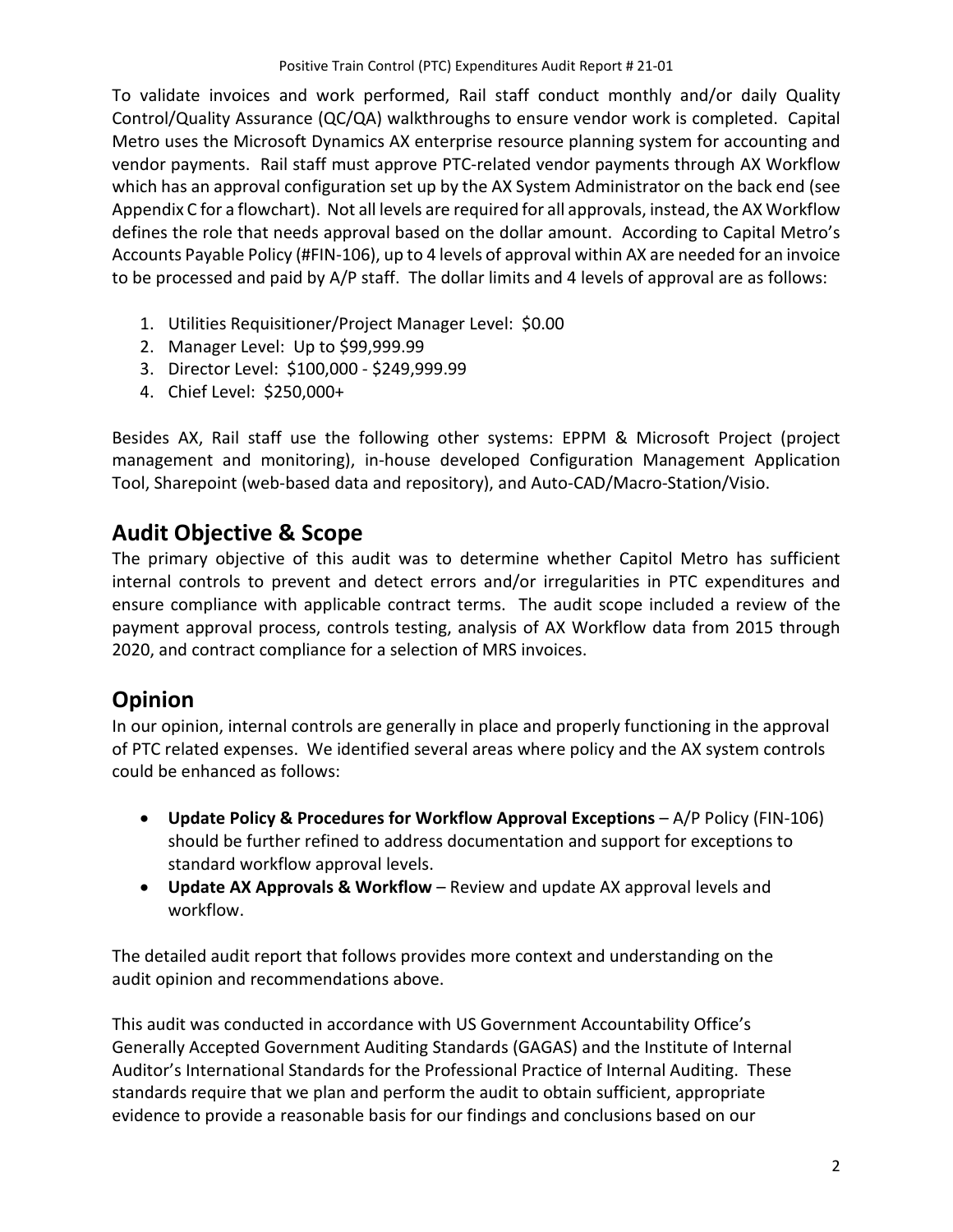To validate invoices and work performed, Rail staff conduct monthly and/or daily Quality Control/Quality Assurance (QC/QA) walkthroughs to ensure vendor work is completed. Capital Metro uses the Microsoft Dynamics AX enterprise resource planning system for accounting and vendor payments. Rail staff must approve PTC-related vendor payments through AX Workflow which has an approval configuration set up by the AX System Administrator on the back end (see Appendix C for a flowchart). Not all levels are required for all approvals, instead, the AX Workflow defines the role that needs approval based on the dollar amount. According to Capital Metro's Accounts Payable Policy (#FIN-106), up to 4 levels of approval within AX are needed for an invoice to be processed and paid by A/P staff. The dollar limits and 4 levels of approval are as follows:

1. Utilities Requisitioner/Project Manager Level: $0.00
2. Manager Level: Up to $99,999.99
3. Director Level: $100,000 - $249,999.99
4. Chief Level: $250,000+

Besides AX, Rail staff use the following other systems: EPPM & Microsoft Project (project management and monitoring), in-house developed Configuration Management Application Tool, Sharepoint (web-based data and repository), and Auto-CAD/Macro-Station/Visio.

## Audit Objective & Scope

The primary objective of this audit was to determine whether Capitol Metro has sufficient internal controls to prevent and detect errors and/or irregularities in PTC expenditures and ensure compliance with applicable contract terms. The audit scope included a review of the payment approval process, controls testing, analysis of AX Workflow data from 2015 through 2020, and contract compliance for a selection of MRS invoices.

## Opinion

In our opinion, internal controls are generally in place and properly functioning in the approval of PTC related expenses. We identified several areas where policy and the AX system controls could be enhanced as follows:

- **Update Policy & Procedures for Workflow Approval Exceptions** – A/P Policy (FIN-106) should be further refined to address documentation and support for exceptions to standard workflow approval levels.
- **Update AX Approvals & Workflow** – Review and update AX approval levels and workflow.

The detailed audit report that follows provides more context and understanding on the audit opinion and recommendations above.

This audit was conducted in accordance with US Government Accountability Office's Generally Accepted Government Auditing Standards (GAGAS) and the Institute of Internal Auditor's International Standards for the Professional Practice of Internal Auditing. These standards require that we plan and perform the audit to obtain sufficient, appropriate evidence to provide a reasonable basis for our findings and conclusions based on our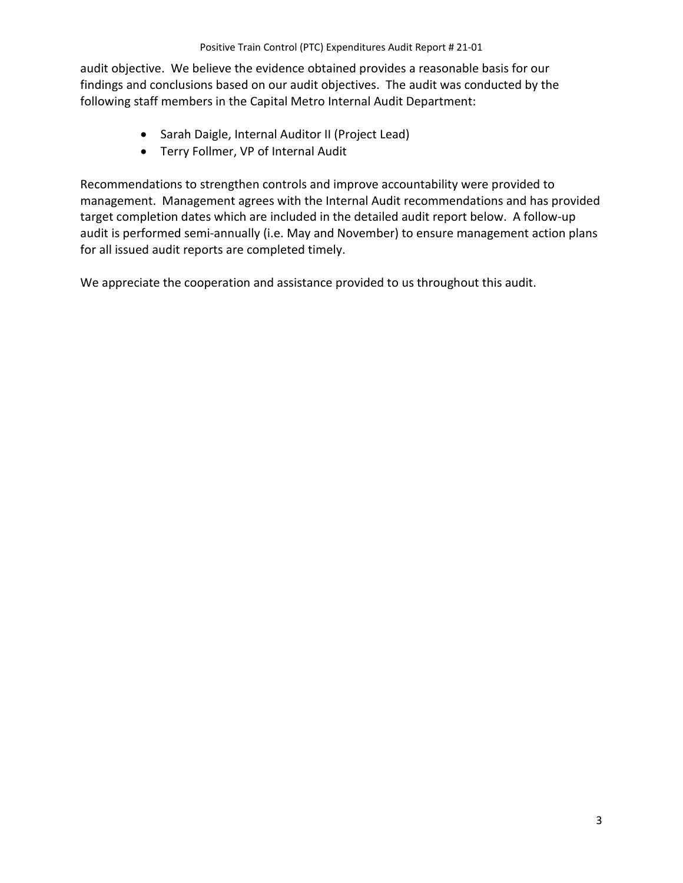audit objective. We believe the evidence obtained provides a reasonable basis for our findings and conclusions based on our audit objectives. The audit was conducted by the following staff members in the Capital Metro Internal Audit Department:

- Sarah Daigle, Internal Auditor II (Project Lead)
- Terry Follmer, VP of Internal Audit

Recommendations to strengthen controls and improve accountability were provided to management. Management agrees with the Internal Audit recommendations and has provided target completion dates which are included in the detailed audit report below. A follow-up audit is performed semi-annually (i.e. May and November) to ensure management action plans for all issued audit reports are completed timely.

We appreciate the cooperation and assistance provided to us throughout this audit.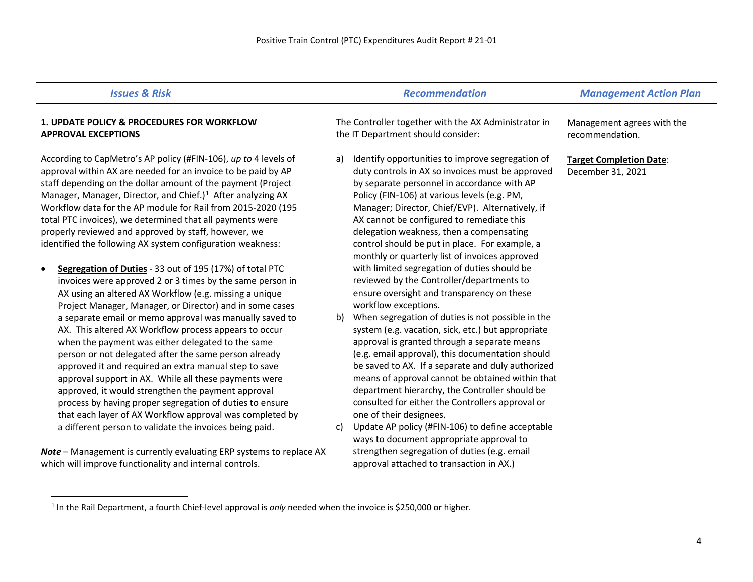| *Issues & Risk* | *Recommendation* | *Management Action Plan* |
|---|---|---|
| **1. UPDATE POLICY & PROCEDURES FOR WORKFLOW APPROVAL EXCEPTIONS**<br><br>According to CapMetro's AP policy (#FIN-106), *up to* 4 levels of approval within AX are needed for an invoice to be paid by AP staff depending on the dollar amount of the payment (Project Manager, Manager, Director, and Chief.)[1] After analyzing AX Workflow data for the AP module for Rail from 2015-2020 (195 total PTC invoices), we determined that all payments were properly reviewed and approved by staff, however, we identified the following AX system configuration weakness:<br><br>• **Segregation of Duties** - 33 out of 195 (17%) of total PTC invoices were approved 2 or 3 times by the same person in AX using an altered AX Workflow (e.g. missing a unique Project Manager, Manager, or Director) and in some cases a separate email or memo approval was manually saved to AX. This altered AX Workflow process appears to occur when the payment was either delegated to the same person or not delegated after the same person already approved it and required an extra manual step to save approval support in AX. While all these payments were approved, it would strengthen the payment approval process by having proper segregation of duties to ensure that each layer of AX Workflow approval was completed by a different person to validate the invoices being paid.<br><br>***Note*** – Management is currently evaluating ERP systems to replace AX which will improve functionality and internal controls. | The Controller together with the AX Administrator in the IT Department should consider:<br><br>a) Identify opportunities to improve segregation of duty controls in AX so invoices must be approved by separate personnel in accordance with AP Policy (FIN-106) at various levels (e.g. PM, Manager; Director, Chief/EVP). Alternatively, if AX cannot be configured to remediate this delegation weakness, then a compensating control should be put in place. For example, a monthly or quarterly list of invoices approved with limited segregation of duties should be reviewed by the Controller/departments to ensure oversight and transparency on these workflow exceptions.<br>b) When segregation of duties is not possible in the system (e.g. vacation, sick, etc.) but appropriate approval is granted through a separate means (e.g. email approval), this documentation should be saved to AX. If a separate and duly authorized means of approval cannot be obtained within that department hierarchy, the Controller should be consulted for either the Controllers approval or one of their designees.<br>c) Update AP policy (#FIN-106) to define acceptable ways to document appropriate approval to strengthen segregation of duties (e.g. email approval attached to transaction in AX.) | Management agrees with the recommendation.<br><br>**Target Completion Date**: December 31, 2021 |

[1] In the Rail Department, a fourth Chief-level approval is *only* needed when the invoice is $250,000 or higher.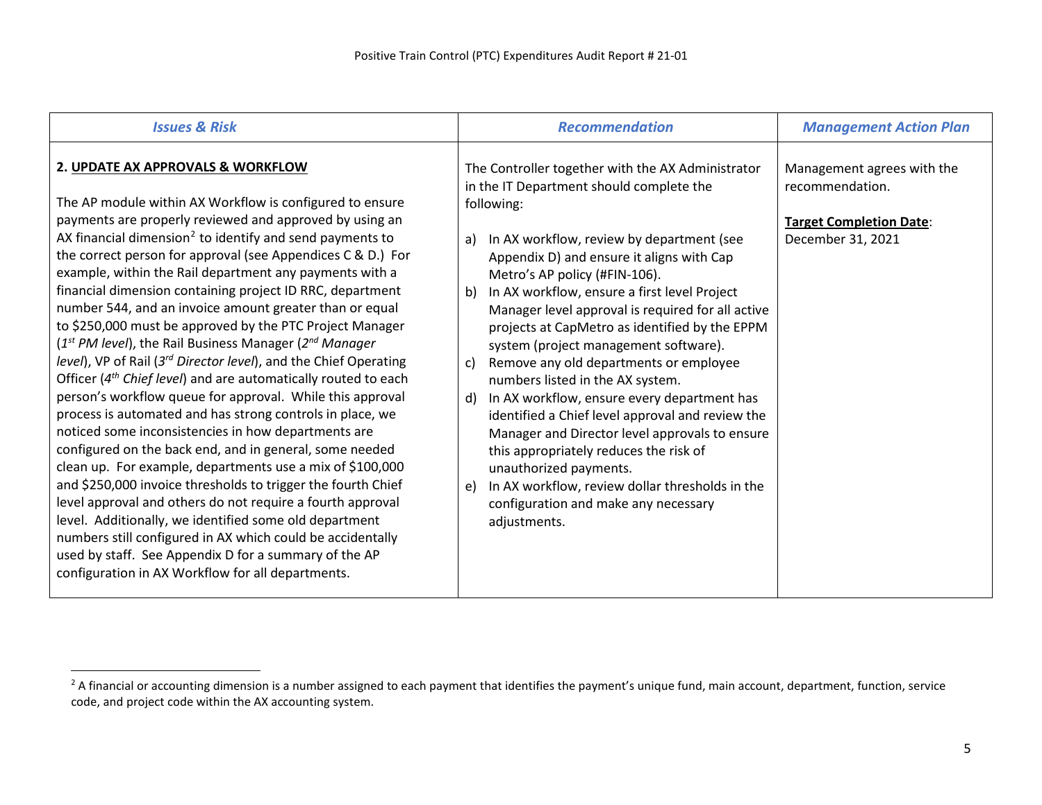| *Issues & Risk* | *Recommendation* | *Management Action Plan* |
|---|---|---|
| **2. <u>UPDATE AX APPROVALS & WORKFLOW</u>**<br><br>The AP module within AX Workflow is configured to ensure payments are properly reviewed and approved by using an AX financial dimension[2] to identify and send payments to the correct person for approval (see Appendices C & D.) For example, within the Rail department any payments with a financial dimension containing project ID RRC, department number 544, and an invoice amount greater than or equal to $250,000 must be approved by the PTC Project Manager (*1st PM level*), the Rail Business Manager (*2nd Manager level*), VP of Rail (*3rd Director level*), and the Chief Operating Officer (*4th Chief level*) and are automatically routed to each person's workflow queue for approval. While this approval process is automated and has strong controls in place, we noticed some inconsistencies in how departments are configured on the back end, and in general, some needed clean up. For example, departments use a mix of $100,000 and $250,000 invoice thresholds to trigger the fourth Chief level approval and others do not require a fourth approval level. Additionally, we identified some old department numbers still configured in AX which could be accidentally used by staff. See Appendix D for a summary of the AP configuration in AX Workflow for all departments. | The Controller together with the AX Administrator in the IT Department should complete the following:<br><br>a) In AX workflow, review by department (see Appendix D) and ensure it aligns with Cap Metro's AP policy (#FIN-106).<br>b) In AX workflow, ensure a first level Project Manager level approval is required for all active projects at CapMetro as identified by the EPPM system (project management software).<br>c) Remove any old departments or employee numbers listed in the AX system.<br>d) In AX workflow, ensure every department has identified a Chief level approval and review the Manager and Director level approvals to ensure this appropriately reduces the risk of unauthorized payments.<br>e) In AX workflow, review dollar thresholds in the configuration and make any necessary adjustments. | Management agrees with the recommendation.<br><br>**<u>Target Completion Date</u>**:<br>December 31, 2021 |

[2] A financial or accounting dimension is a number assigned to each payment that identifies the payment's unique fund, main account, department, function, service code, and project code within the AX accounting system.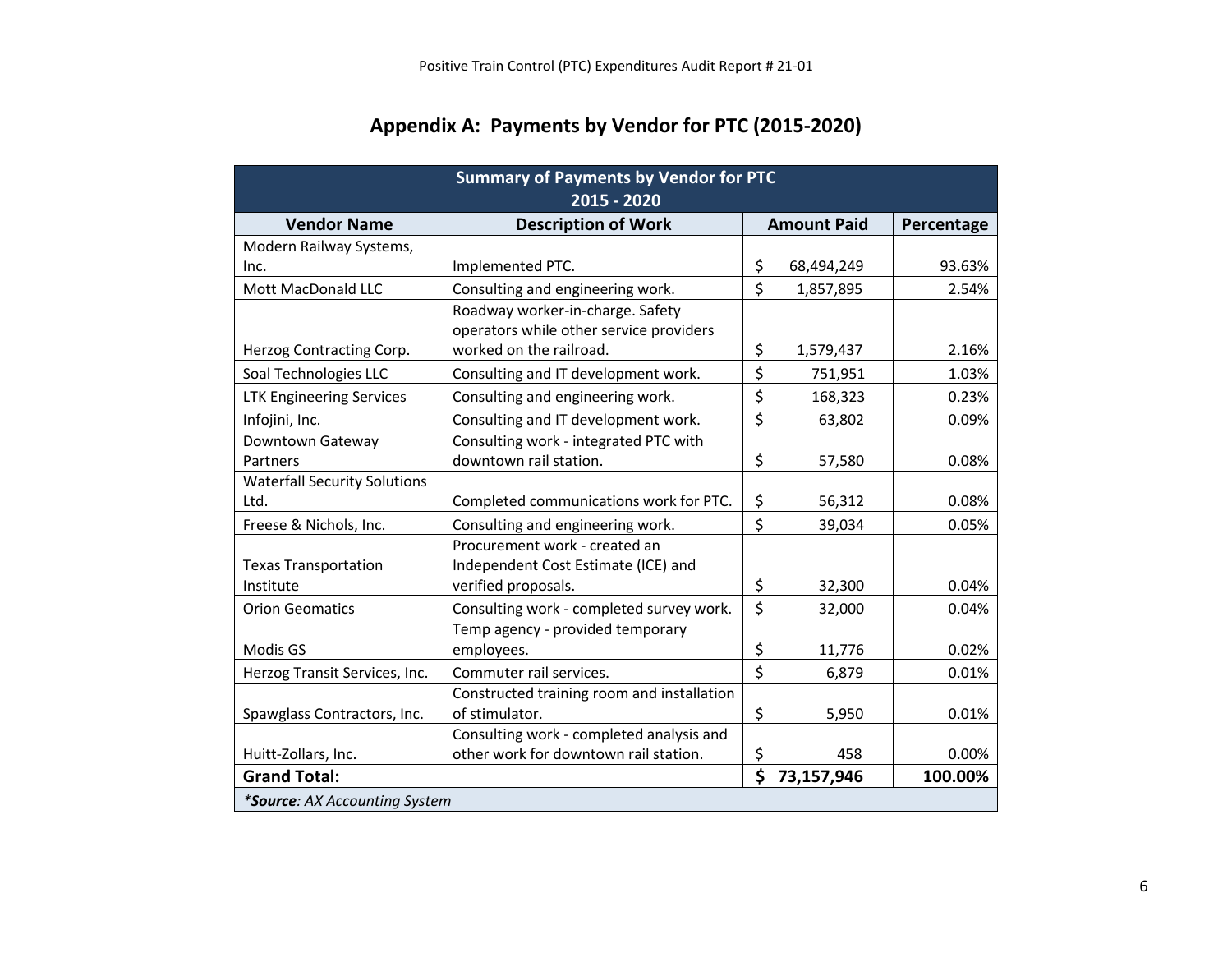## Appendix A: Payments by Vendor for PTC (2015-2020)

| Summary of Payments by Vendor for PTC 2015 - 2020 | | | |
|---|---|---|---|
| **Vendor Name** | **Description of Work** | **Amount Paid** | **Percentage** |
| Modern Railway Systems, Inc. | Implemented PTC. | $ 68,494,249 | 93.63% |
| Mott MacDonald LLC | Consulting and engineering work. | $ 1,857,895 | 2.54% |
| Herzog Contracting Corp. | Roadway worker-in-charge. Safety operators while other service providers worked on the railroad. | $ 1,579,437 | 2.16% |
| Soal Technologies LLC | Consulting and IT development work. | $ 751,951 | 1.03% |
| LTK Engineering Services | Consulting and engineering work. | $ 168,323 | 0.23% |
| Infojini, Inc. | Consulting and IT development work. | $ 63,802 | 0.09% |
| Downtown Gateway Partners | Consulting work - integrated PTC with downtown rail station. | $ 57,580 | 0.08% |
| Waterfall Security Solutions Ltd. | Completed communications work for PTC. | $ 56,312 | 0.08% |
| Freese & Nichols, Inc. | Consulting and engineering work. | $ 39,034 | 0.05% |
| Texas Transportation Institute | Procurement work - created an Independent Cost Estimate (ICE) and verified proposals. | $ 32,300 | 0.04% |
| Orion Geomatics | Consulting work - completed survey work. | $ 32,000 | 0.04% |
| Modis GS | Temp agency - provided temporary employees. | $ 11,776 | 0.02% |
| Herzog Transit Services, Inc. | Commuter rail services. | $ 6,879 | 0.01% |
| Spawglass Contractors, Inc. | Constructed training room and installation of stimulator. | $ 5,950 | 0.01% |
| Huitt-Zollars, Inc. | Consulting work - completed analysis and other work for downtown rail station. | $ 458 | 0.00% |
| **Grand Total:** | | **$ 73,157,946** | **100.00%** |
| ****Source**: AX Accounting System* | | | |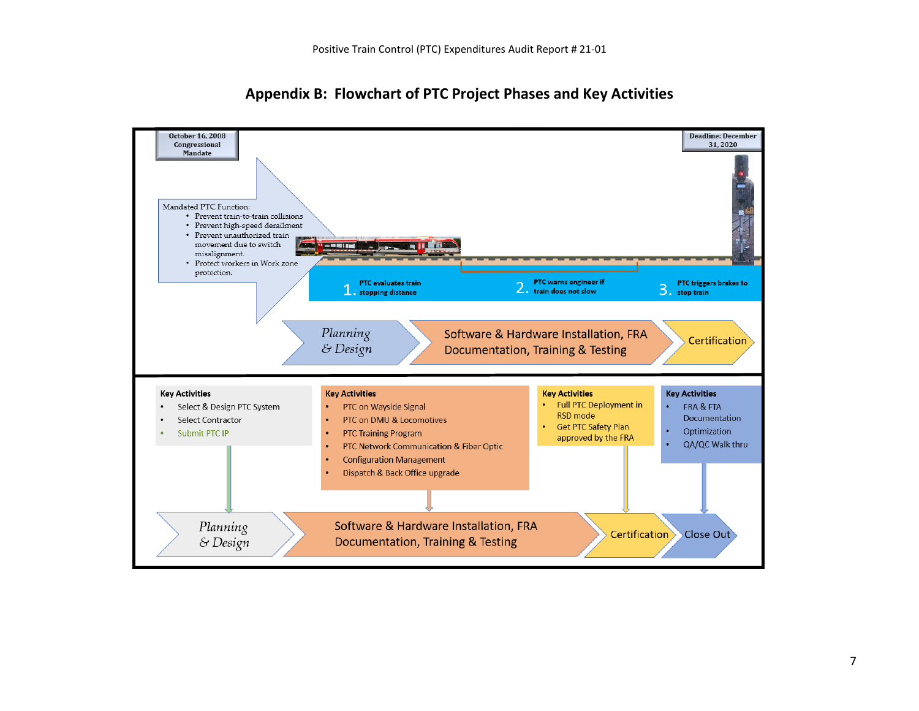## Appendix B: Flowchart of PTC Project Phases and Key Activities

October 16, 2008 Congressional Mandate

Deadline: December 31, 2020

Mandated PTC Function:

- Prevent train-to-train collisions
- Prevent high-speed derailment
- Prevent unauthorized train movement due to switch misalignment.
- Protect workers in Work zone protection.

1. PTC evaluates train stopping distance
2. PTC warns engineer if train does not slow
3. PTC triggers brakes to stop train

*Planning & Design* → Software & Hardware Installation, FRA Documentation, Training & Testing → Certification

**Key Activities** (Planning & Design)

- Select & Design PTC System
- Select Contractor
- Submit PTC IP

**Key Activities** (Software & Hardware Installation, FRA Documentation, Training & Testing)

- PTC on Wayside Signal
- PTC on DMU & Locomotives
- PTC Training Program
- PTC Network Communication & Fiber Optic
- Configuration Management
- Dispatch & Back Office upgrade

**Key Activities** (Certification)

- Full PTC Deployment in RSD mode
- Get PTC Safety Plan approved by the FRA

**Key Activities** (Close Out)

- FRA & FTA Documentation
- Optimization
- QA/QC Walk thru

*Planning & Design* → Software & Hardware Installation, FRA Documentation, Training & Testing → Certification → Close Out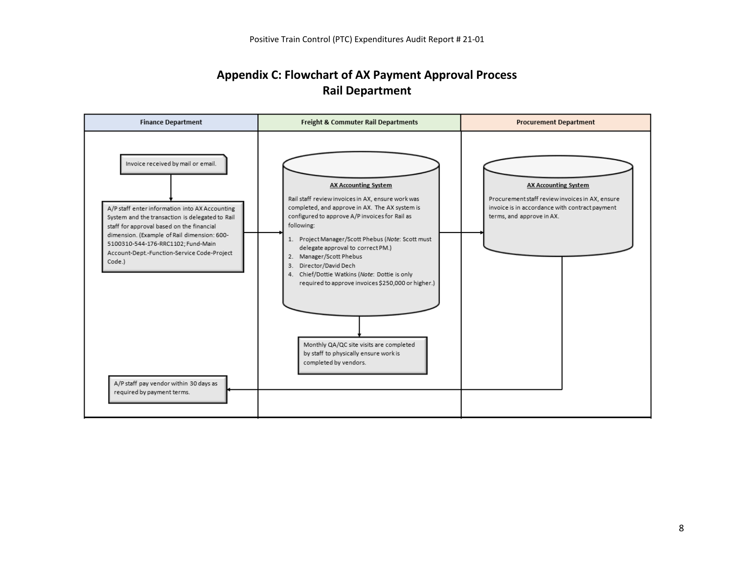## Appendix C: Flowchart of AX Payment Approval Process
## Rail Department

**Finance Department**

Invoice received by mail or email.

A/P staff enter information into AX Accounting System and the transaction is delegated to Rail staff for approval based on the financial dimension. (Example of Rail dimension: 600-5100310-544-176-RRC1102; Fund-Main Account-Dept.-Function-Service Code-Project Code.)

A/P staff pay vendor within 30 days as required by payment terms.

**Freight & Commuter Rail Departments**

**AX Accounting System**

Rail staff review invoices in AX, ensure work was completed, and approve in AX. The AX system is configured to approve A/P invoices for Rail as following:

1. Project Manager/Scott Phebus (*Note*: Scott must delegate approval to correct PM.)
2. Manager/Scott Phebus
3. Director/David Dech
4. Chief/Dottie Watkins (*Note*: Dottie is only required to approve invoices $250,000 or higher.)

Monthly QA/QC site visits are completed by staff to physically ensure work is completed by vendors.

**Procurement Department**

**AX Accounting System**

Procurement staff review invoices in AX, ensure invoice is in accordance with contract payment terms, and approve in AX.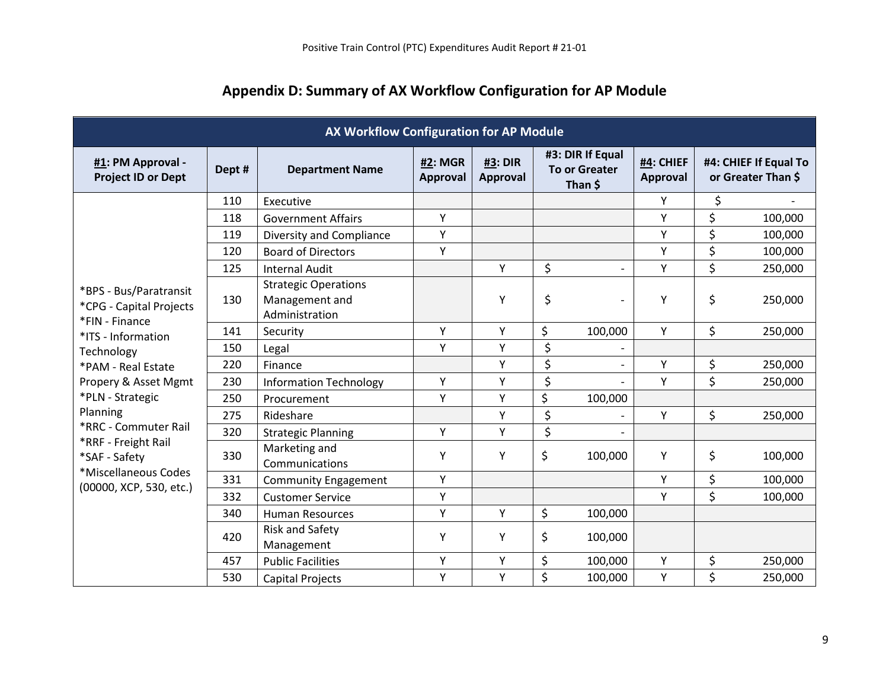## Appendix D: Summary of AX Workflow Configuration for AP Module

| AX Workflow Configuration for AP Module | | | | | | | |
|---|---|---|---|---|---|---|---|
| **#1: PM Approval - Project ID or Dept** | **Dept #** | **Department Name** | **#2: MGR Approval** | **#3: DIR Approval** | **#3: DIR If Equal To or Greater Than $** | **#4: CHIEF Approval** | **#4: CHIEF If Equal To or Greater Than $** |
| *BPS - Bus/Paratransit<br>*CPG - Capital Projects<br>*FIN - Finance<br>*ITS - Information Technology<br>*PAM - Real Estate Propery & Asset Mgmt<br>*PLN - Strategic Planning<br>*RRC - Commuter Rail<br>*RRF - Freight Rail<br>*SAF - Safety<br>*Miscellaneous Codes (00000, XCP, 530, etc.) | 110 | Executive | | | | Y | $ - |
| | 118 | Government Affairs | Y | | | Y | $ 100,000 |
| | 119 | Diversity and Compliance | Y | | | Y | $ 100,000 |
| | 120 | Board of Directors | Y | | | Y | $ 100,000 |
| | 125 | Internal Audit | | Y | $ - | Y | $ 250,000 |
| | 130 | Strategic Operations Management and Administration | | Y | $ - | Y | $ 250,000 |
| | 141 | Security | Y | Y | $ 100,000 | Y | $ 250,000 |
| | 150 | Legal | Y | Y | $ - | | |
| | 220 | Finance | | Y | $ - | Y | $ 250,000 |
| | 230 | Information Technology | Y | Y | $ - | Y | $ 250,000 |
| | 250 | Procurement | Y | Y | $ 100,000 | | |
| | 275 | Rideshare | | Y | $ - | Y | $ 250,000 |
| | 320 | Strategic Planning | Y | Y | $ - | | |
| | 330 | Marketing and Communications | Y | Y | $ 100,000 | Y | $ 100,000 |
| | 331 | Community Engagement | Y | | | Y | $ 100,000 |
| | 332 | Customer Service | Y | | | Y | $ 100,000 |
| | 340 | Human Resources | Y | Y | $ 100,000 | | |
| | 420 | Risk and Safety Management | Y | Y | $ 100,000 | | |
| | 457 | Public Facilities | Y | Y | $ 100,000 | Y | $ 250,000 |
| | 530 | Capital Projects | Y | Y | $ 100,000 | Y | $ 250,000 |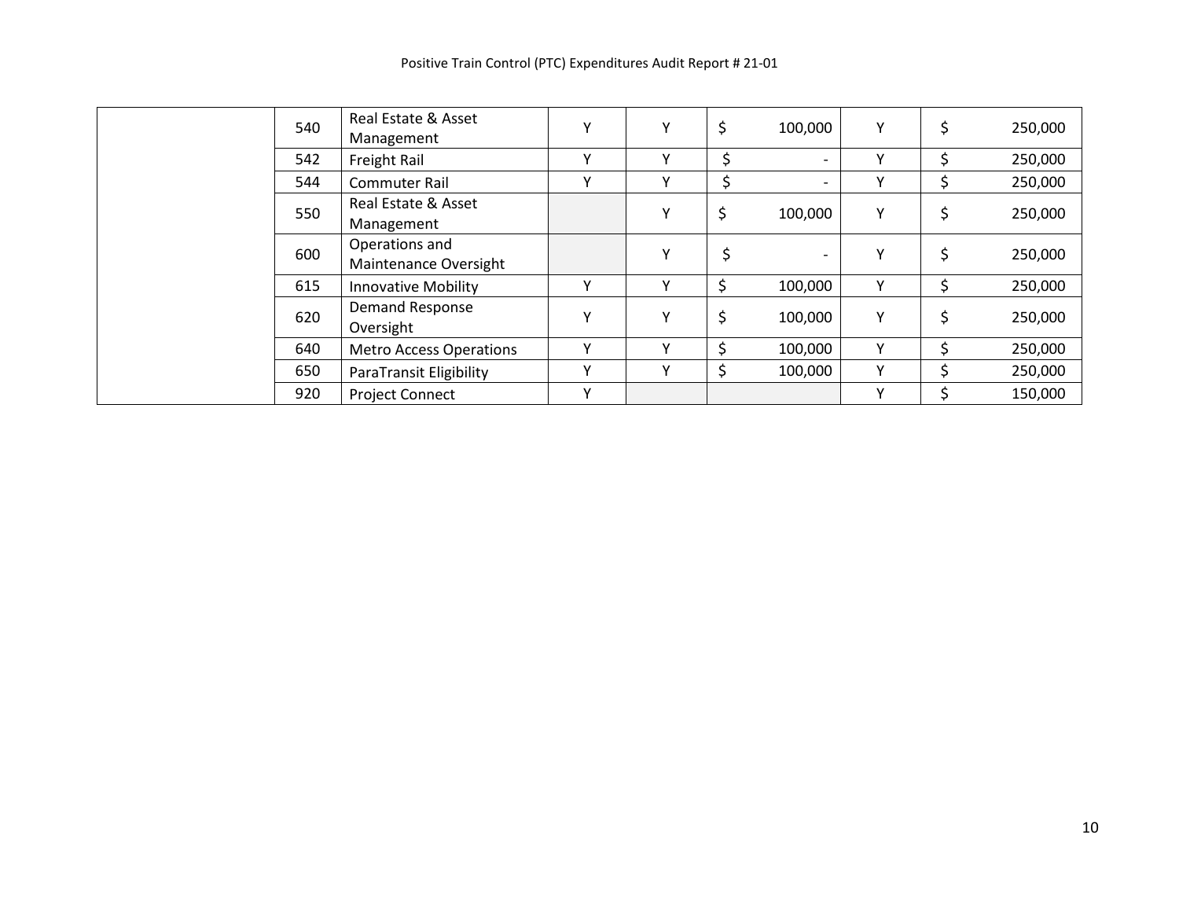| | | | | | | | |
|---|---|---|---|---|---|---|---|
| | 540 | Real Estate & Asset Management | Y | Y | $ 100,000 | Y | $ 250,000 |
| | 542 | Freight Rail | Y | Y | $ - | Y | $ 250,000 |
| | 544 | Commuter Rail | Y | Y | $ - | Y | $ 250,000 |
| | 550 | Real Estate & Asset Management | | Y | $ 100,000 | Y | $ 250,000 |
| | 600 | Operations and Maintenance Oversight | | Y | $ - | Y | $ 250,000 |
| | 615 | Innovative Mobility | Y | Y | $ 100,000 | Y | $ 250,000 |
| | 620 | Demand Response Oversight | Y | Y | $ 100,000 | Y | $ 250,000 |
| | 640 | Metro Access Operations | Y | Y | $ 100,000 | Y | $ 250,000 |
| | 650 | ParaTransit Eligibility | Y | Y | $ 100,000 | Y | $ 250,000 |
| | 920 | Project Connect | Y | | | Y | $ 150,000 |